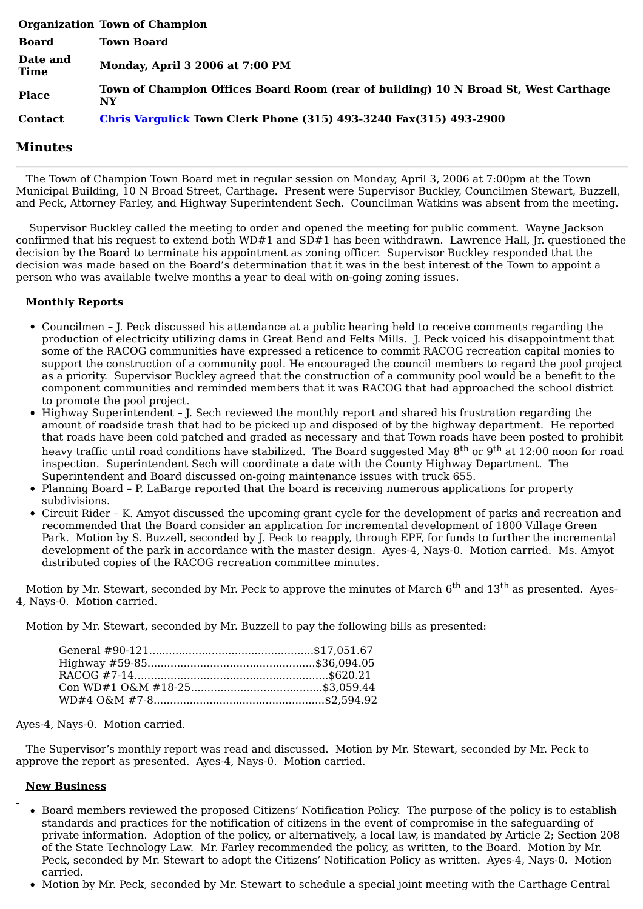| | |
|---|---|
| **Organization** | **Town of Champion** |
| **Board** | **Town Board** |
| **Date and Time** | **Monday, April 3 2006 at 7:00 PM** |
| **Place** | **Town of Champion Offices Board Room (rear of building) 10 N Broad St, West Carthage NY** |
| **Contact** | **Chris Vargulick Town Clerk Phone (315) 493-3240 Fax(315) 493-2900** |

## Minutes

The Town of Champion Town Board met in regular session on Monday, April 3, 2006 at 7:00pm at the Town Municipal Building, 10 N Broad Street, Carthage. Present were Supervisor Buckley, Councilmen Stewart, Buzzell, and Peck, Attorney Farley, and Highway Superintendent Sech. Councilman Watkins was absent from the meeting.

Supervisor Buckley called the meeting to order and opened the meeting for public comment. Wayne Jackson confirmed that his request to extend both WD#1 and SD#1 has been withdrawn. Lawrence Hall, Jr. questioned the decision by the Board to terminate his appointment as zoning officer. Supervisor Buckley responded that the decision was made based on the Board's determination that it was in the best interest of the Town to appoint a person who was available twelve months a year to deal with on-going zoning issues.

**Monthly Reports**

- Councilmen – J. Peck discussed his attendance at a public hearing held to receive comments regarding the production of electricity utilizing dams in Great Bend and Felts Mills. J. Peck voiced his disappointment that some of the RACOG communities have expressed a reticence to commit RACOG recreation capital monies to support the construction of a community pool. He encouraged the council members to regard the pool project as a priority. Supervisor Buckley agreed that the construction of a community pool would be a benefit to the component communities and reminded members that it was RACOG that had approached the school district to promote the pool project.
- Highway Superintendent – J. Sech reviewed the monthly report and shared his frustration regarding the amount of roadside trash that had to be picked up and disposed of by the highway department. He reported that roads have been cold patched and graded as necessary and that Town roads have been posted to prohibit heavy traffic until road conditions have stabilized. The Board suggested May 8th or 9th at 12:00 noon for road inspection. Superintendent Sech will coordinate a date with the County Highway Department. The Superintendent and Board discussed on-going maintenance issues with truck 655.
- Planning Board – P. LaBarge reported that the board is receiving numerous applications for property subdivisions.
- Circuit Rider – K. Amyot discussed the upcoming grant cycle for the development of parks and recreation and recommended that the Board consider an application for incremental development of 1800 Village Green Park. Motion by S. Buzzell, seconded by J. Peck to reapply, through EPF, for funds to further the incremental development of the park in accordance with the master design. Ayes-4, Nays-0. Motion carried. Ms. Amyot distributed copies of the RACOG recreation committee minutes.

Motion by Mr. Stewart, seconded by Mr. Peck to approve the minutes of March 6th and 13th as presented. Ayes-4, Nays-0. Motion carried.

Motion by Mr. Stewart, seconded by Mr. Buzzell to pay the following bills as presented:

General #90-121..................................................$17,051.67
Highway #59-85..................................................$36,094.05
RACOG #7-14...........................................................$620.21
Con WD#1 O&M #18-25........................................$3,059.44
WD#4 O&M #7-8...................................................$2,594.92

Ayes-4, Nays-0. Motion carried.

The Supervisor's monthly report was read and discussed. Motion by Mr. Stewart, seconded by Mr. Peck to approve the report as presented. Ayes-4, Nays-0. Motion carried.

**New Business**

- Board members reviewed the proposed Citizens' Notification Policy. The purpose of the policy is to establish standards and practices for the notification of citizens in the event of compromise in the safeguarding of private information. Adoption of the policy, or alternatively, a local law, is mandated by Article 2; Section 208 of the State Technology Law. Mr. Farley recommended the policy, as written, to the Board. Motion by Mr. Peck, seconded by Mr. Stewart to adopt the Citizens' Notification Policy as written. Ayes-4, Nays-0. Motion carried.
- Motion by Mr. Peck, seconded by Mr. Stewart to schedule a special joint meeting with the Carthage Central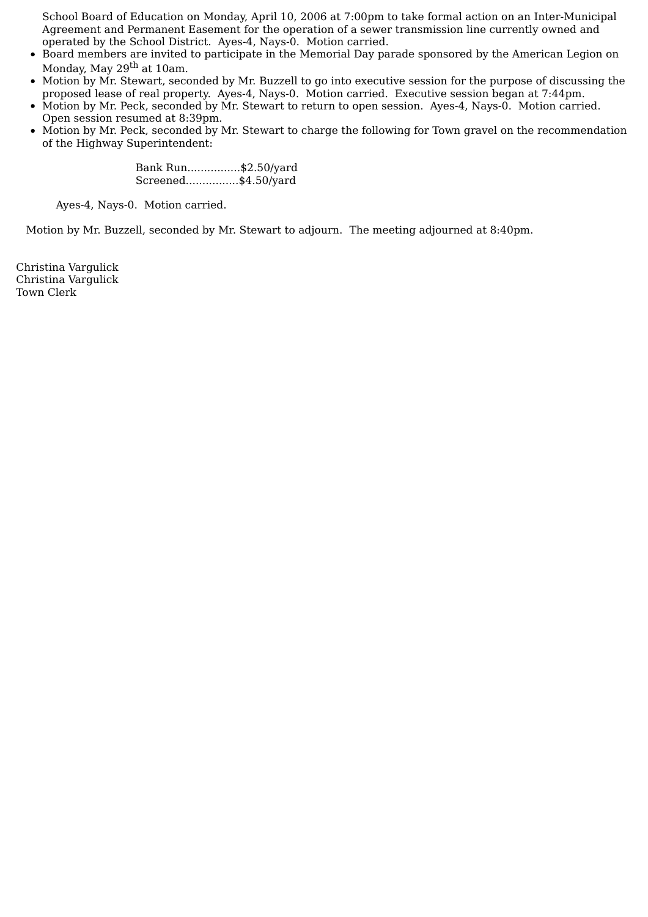School Board of Education on Monday, April 10, 2006 at 7:00pm to take formal action on an Inter-Municipal Agreement and Permanent Easement for the operation of a sewer transmission line currently owned and operated by the School District.  Ayes-4, Nays-0.  Motion carried.

- Board members are invited to participate in the Memorial Day parade sponsored by the American Legion on Monday, May 29th at 10am.
- Motion by Mr. Stewart, seconded by Mr. Buzzell to go into executive session for the purpose of discussing the proposed lease of real property.  Ayes-4, Nays-0.  Motion carried.  Executive session began at 7:44pm.
- Motion by Mr. Peck, seconded by Mr. Stewart to return to open session.  Ayes-4, Nays-0.  Motion carried.  Open session resumed at 8:39pm.
- Motion by Mr. Peck, seconded by Mr. Stewart to charge the following for Town gravel on the recommendation of the Highway Superintendent:

  Bank Run................$2.50/yard
  Screened................$4.50/yard

  Ayes-4, Nays-0.  Motion carried.

Motion by Mr. Buzzell, seconded by Mr. Stewart to adjourn.  The meeting adjourned at 8:40pm.

Christina Vargulick
Christina Vargulick
Town Clerk